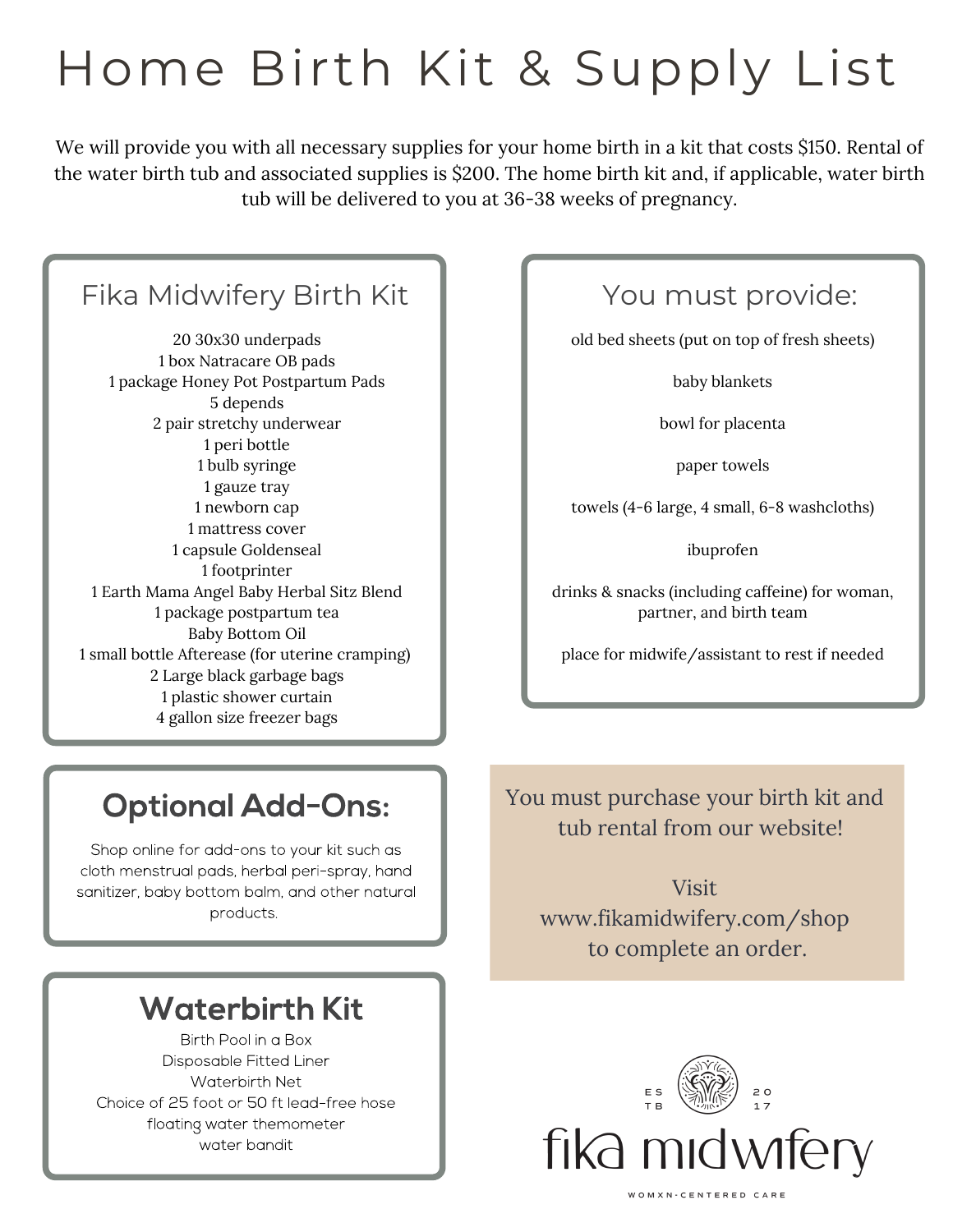# Home Birth Kit & Supply List

We will provide you with all necessary supplies for your home birth in a kit that costs $150. Rental of the water birth tub and associated supplies is $200. The home birth kit and, if applicable, water birth tub will be delivered to you at 36-38 weeks of pregnancy.

## Fika Midwifery Birth Kit

- 20 30x30 underpads
- 1 box Natracare OB pads
- 1 package Honey Pot Postpartum Pads
- 5 depends
- 2 pair stretchy underwear
- 1 peri bottle
- 1 bulb syringe
- 1 gauze tray
- 1 newborn cap
- 1 mattress cover
- 1 capsule Goldenseal
- 1 footprinter
- 1 Earth Mama Angel Baby Herbal Sitz Blend
- 1 package postpartum tea
- Baby Bottom Oil
- 1 small bottle Afterease (for uterine cramping)
- 2 Large black garbage bags
- 1 plastic shower curtain
- 4 gallon size freezer bags

## You must provide:

- old bed sheets (put on top of fresh sheets)
- baby blankets
- bowl for placenta
- paper towels
- towels (4-6 large, 4 small, 6-8 washcloths)
- ibuprofen
- drinks & snacks (including caffeine) for woman, partner, and birth team
- place for midwife/assistant to rest if needed

## Optional Add-Ons:

Shop online for add-ons to your kit such as cloth menstrual pads, herbal peri-spray, hand sanitizer, baby bottom balm, and other natural products.

You must purchase your birth kit and tub rental from our website!

Visit www.fikamidwifery.com/shop to complete an order.

## Waterbirth Kit

- Birth Pool in a Box
- Disposable Fitted Liner
- Waterbirth Net
- Choice of 25 foot or 50 ft lead-free hose
- floating water themometer
- water bandit

ESTB 2017

fika midwifery

WOMXN-CENTERED CARE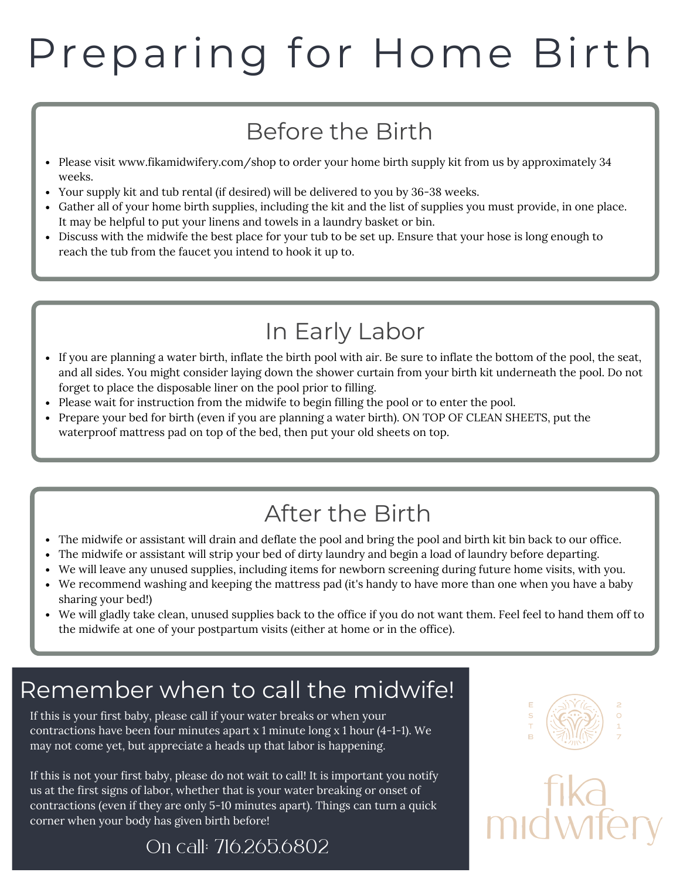# Preparing for Home Birth

## Before the Birth

- Please visit www.fikamidwifery.com/shop to order your home birth supply kit from us by approximately 34 weeks.
- Your supply kit and tub rental (if desired) will be delivered to you by 36-38 weeks.
- Gather all of your home birth supplies, including the kit and the list of supplies you must provide, in one place. It may be helpful to put your linens and towels in a laundry basket or bin.
- Discuss with the midwife the best place for your tub to be set up. Ensure that your hose is long enough to reach the tub from the faucet you intend to hook it up to.

## In Early Labor

- If you are planning a water birth, inflate the birth pool with air. Be sure to inflate the bottom of the pool, the seat, and all sides. You might consider laying down the shower curtain from your birth kit underneath the pool. Do not forget to place the disposable liner on the pool prior to filling.
- Please wait for instruction from the midwife to begin filling the pool or to enter the pool.
- Prepare your bed for birth (even if you are planning a water birth). ON TOP OF CLEAN SHEETS, put the waterproof mattress pad on top of the bed, then put your old sheets on top.

## After the Birth

- The midwife or assistant will drain and deflate the pool and bring the pool and birth kit bin back to our office.
- The midwife or assistant will strip your bed of dirty laundry and begin a load of laundry before departing.
- We will leave any unused supplies, including items for newborn screening during future home visits, with you.
- We recommend washing and keeping the mattress pad (it's handy to have more than one when you have a baby sharing your bed!)
- We will gladly take clean, unused supplies back to the office if you do not want them. Feel feel to hand them off to the midwife at one of your postpartum visits (either at home or in the office).

## Remember when to call the midwife!

If this is your first baby, please call if your water breaks or when your contractions have been four minutes apart x 1 minute long x 1 hour (4-1-1). We may not come yet, but appreciate a heads up that labor is happening.

If this is not your first baby, please do not wait to call! It is important you notify us at the first signs of labor, whether that is your water breaking or onset of contractions (even if they are only 5-10 minutes apart). Things can turn a quick corner when your body has given birth before!

On call: 716.265.6802

ESTB 2017

fika midwifery